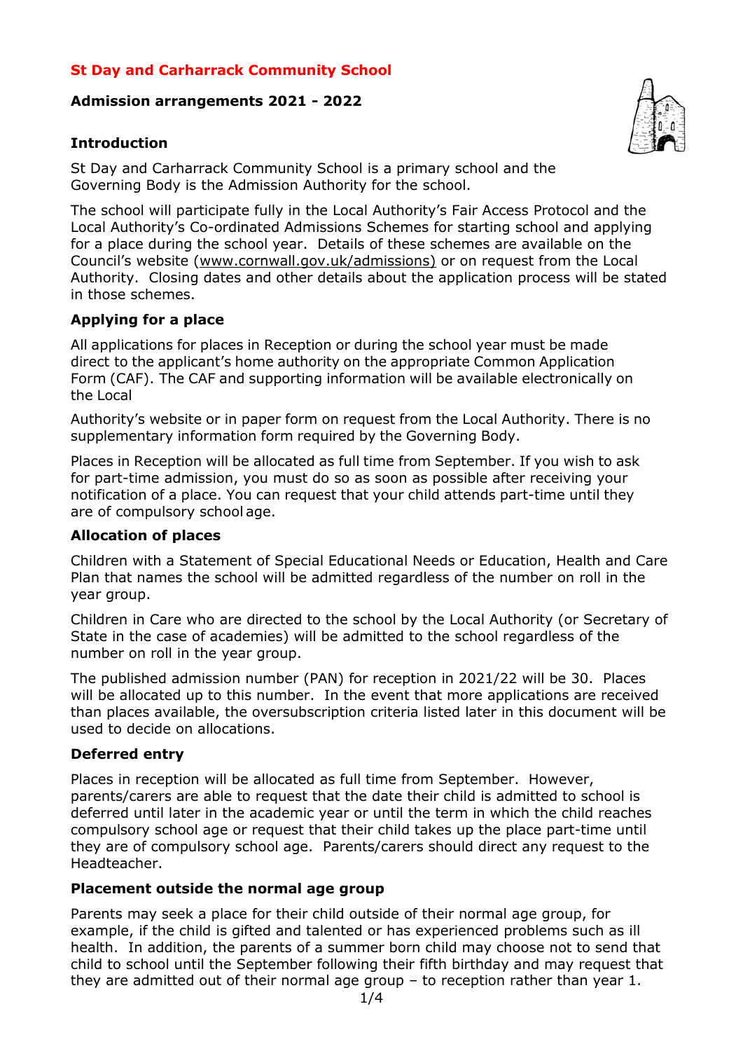# St Day and Carharrack Community School

## Admission arrangements 2021 - 2022

### Introduction

St Day and Carharrack Community School is a primary school and the Governing Body is the Admission Authority for the school.

The school will participate fully in the Local Authority's Fair Access Protocol and the Local Authority's Co-ordinated Admissions Schemes for starting school and applying for a place during the school year. Details of these schemes are available on the Council's website (www.cornwall.gov.uk/admissions) or on request from the Local Authority. Closing dates and other details about the application process will be stated in those schemes.

### Applying for a place

All applications for places in Reception or during the school year must be made direct to the applicant's home authority on the appropriate Common Application Form (CAF). The CAF and supporting information will be available electronically on the Local

Authority's website or in paper form on request from the Local Authority. There is no supplementary information form required by the Governing Body.

Places in Reception will be allocated as full time from September. If you wish to ask for part-time admission, you must do so as soon as possible after receiving your notification of a place. You can request that your child attends part-time until they are of compulsory school age.

### Allocation of places

Children with a Statement of Special Educational Needs or Education, Health and Care Plan that names the school will be admitted regardless of the number on roll in the year group.

Children in Care who are directed to the school by the Local Authority (or Secretary of State in the case of academies) will be admitted to the school regardless of the number on roll in the year group.

The published admission number (PAN) for reception in 2021/22 will be 30. Places will be allocated up to this number. In the event that more applications are received than places available, the oversubscription criteria listed later in this document will be used to decide on allocations.

### Deferred entry

Places in reception will be allocated as full time from September. However, parents/carers are able to request that the date their child is admitted to school is deferred until later in the academic year or until the term in which the child reaches compulsory school age or request that their child takes up the place part-time until they are of compulsory school age. Parents/carers should direct any request to the Headteacher.

### Placement outside the normal age group

Parents may seek a place for their child outside of their normal age group, for example, if the child is gifted and talented or has experienced problems such as ill health. In addition, the parents of a summer born child may choose not to send that child to school until the September following their fifth birthday and may request that they are admitted out of their normal age group – to reception rather than year 1.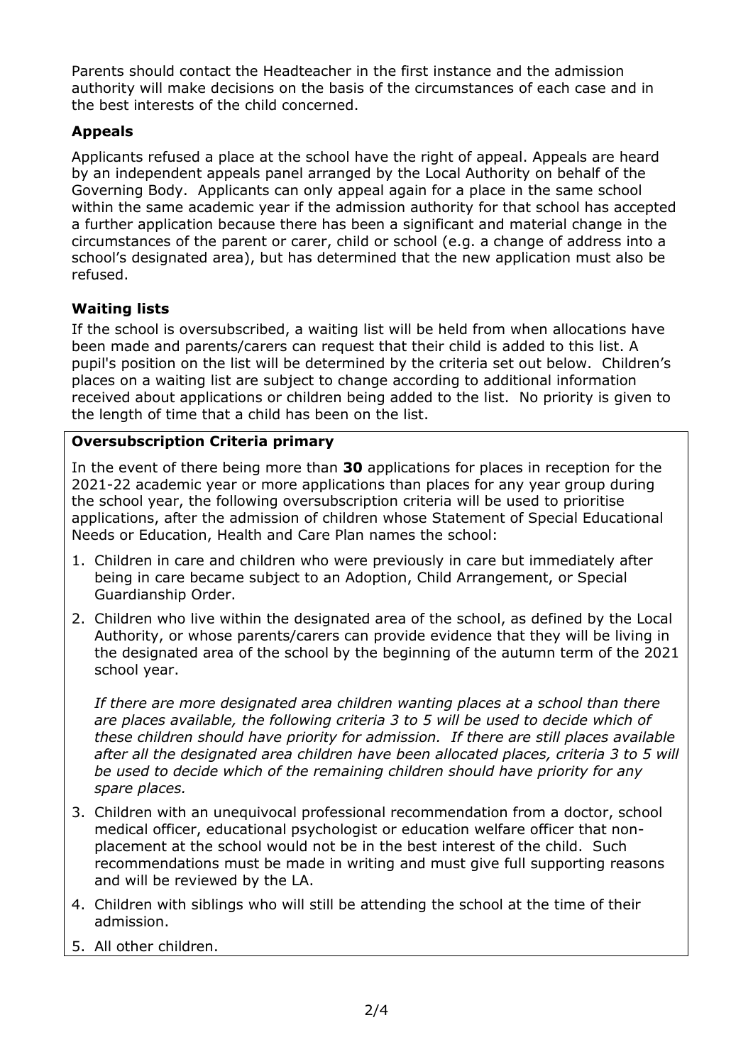Parents should contact the Headteacher in the first instance and the admission authority will make decisions on the basis of the circumstances of each case and in the best interests of the child concerned.

### Appeals

Applicants refused a place at the school have the right of appeal. Appeals are heard by an independent appeals panel arranged by the Local Authority on behalf of the Governing Body. Applicants can only appeal again for a place in the same school within the same academic year if the admission authority for that school has accepted a further application because there has been a significant and material change in the circumstances of the parent or carer, child or school (e.g. a change of address into a school's designated area), but has determined that the new application must also be refused.

### Waiting lists

If the school is oversubscribed, a waiting list will be held from when allocations have been made and parents/carers can request that their child is added to this list. A pupil's position on the list will be determined by the criteria set out below. Children's places on a waiting list are subject to change according to additional information received about applications or children being added to the list. No priority is given to the length of time that a child has been on the list.

### Oversubscription Criteria primary

In the event of there being more than **30** applications for places in reception for the 2021-22 academic year or more applications than places for any year group during the school year, the following oversubscription criteria will be used to prioritise applications, after the admission of children whose Statement of Special Educational Needs or Education, Health and Care Plan names the school:

1. Children in care and children who were previously in care but immediately after being in care became subject to an Adoption, Child Arrangement, or Special Guardianship Order.
2. Children who live within the designated area of the school, as defined by the Local Authority, or whose parents/carers can provide evidence that they will be living in the designated area of the school by the beginning of the autumn term of the 2021 school year.

   *If there are more designated area children wanting places at a school than there are places available, the following criteria 3 to 5 will be used to decide which of these children should have priority for admission. If there are still places available after all the designated area children have been allocated places, criteria 3 to 5 will be used to decide which of the remaining children should have priority for any spare places.*

3. Children with an unequivocal professional recommendation from a doctor, school medical officer, educational psychologist or education welfare officer that non-placement at the school would not be in the best interest of the child. Such recommendations must be made in writing and must give full supporting reasons and will be reviewed by the LA.
4. Children with siblings who will still be attending the school at the time of their admission.
5. All other children.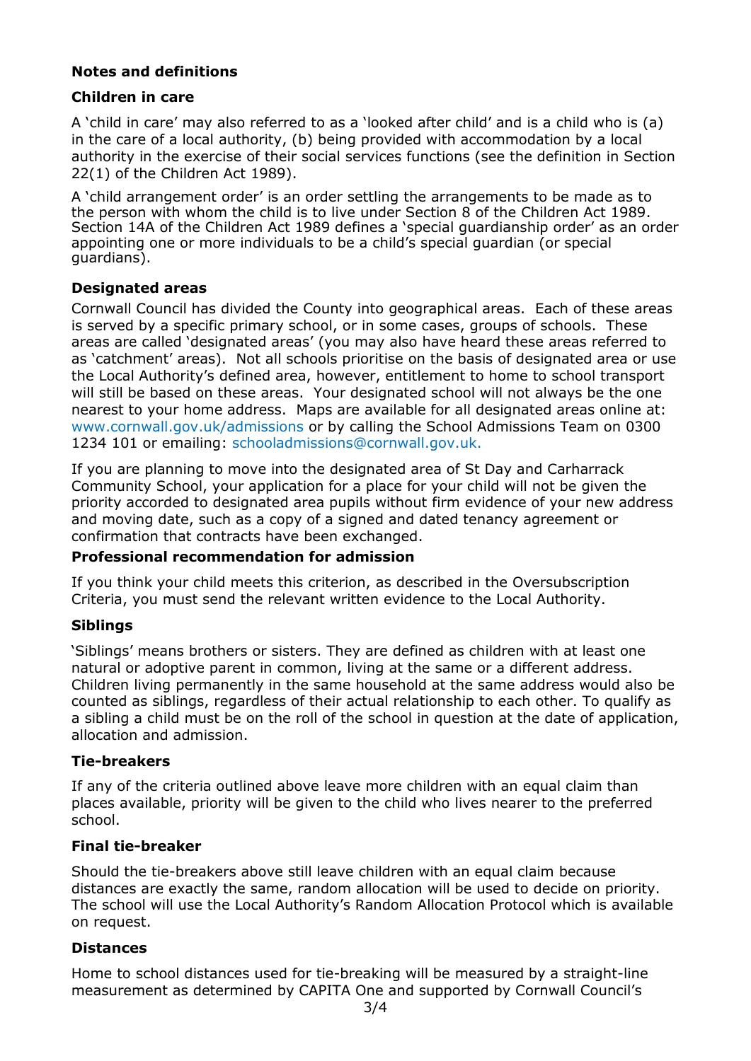## Notes and definitions

### Children in care

A 'child in care' may also referred to as a 'looked after child' and is a child who is (a) in the care of a local authority, (b) being provided with accommodation by a local authority in the exercise of their social services functions (see the definition in Section 22(1) of the Children Act 1989).

A 'child arrangement order' is an order settling the arrangements to be made as to the person with whom the child is to live under Section 8 of the Children Act 1989. Section 14A of the Children Act 1989 defines a 'special guardianship order' as an order appointing one or more individuals to be a child's special guardian (or special guardians).

### Designated areas

Cornwall Council has divided the County into geographical areas. Each of these areas is served by a specific primary school, or in some cases, groups of schools. These areas are called 'designated areas' (you may also have heard these areas referred to as 'catchment' areas). Not all schools prioritise on the basis of designated area or use the Local Authority's defined area, however, entitlement to home to school transport will still be based on these areas. Your designated school will not always be the one nearest to your home address. Maps are available for all designated areas online at: www.cornwall.gov.uk/admissions or by calling the School Admissions Team on 0300 1234 101 or emailing: schooladmissions@cornwall.gov.uk.

If you are planning to move into the designated area of St Day and Carharrack Community School, your application for a place for your child will not be given the priority accorded to designated area pupils without firm evidence of your new address and moving date, such as a copy of a signed and dated tenancy agreement or confirmation that contracts have been exchanged.

### Professional recommendation for admission

If you think your child meets this criterion, as described in the Oversubscription Criteria, you must send the relevant written evidence to the Local Authority.

### Siblings

'Siblings' means brothers or sisters. They are defined as children with at least one natural or adoptive parent in common, living at the same or a different address. Children living permanently in the same household at the same address would also be counted as siblings, regardless of their actual relationship to each other. To qualify as a sibling a child must be on the roll of the school in question at the date of application, allocation and admission.

### Tie-breakers

If any of the criteria outlined above leave more children with an equal claim than places available, priority will be given to the child who lives nearer to the preferred school.

### Final tie-breaker

Should the tie-breakers above still leave children with an equal claim because distances are exactly the same, random allocation will be used to decide on priority. The school will use the Local Authority's Random Allocation Protocol which is available on request.

### Distances

Home to school distances used for tie-breaking will be measured by a straight-line measurement as determined by CAPITA One and supported by Cornwall Council's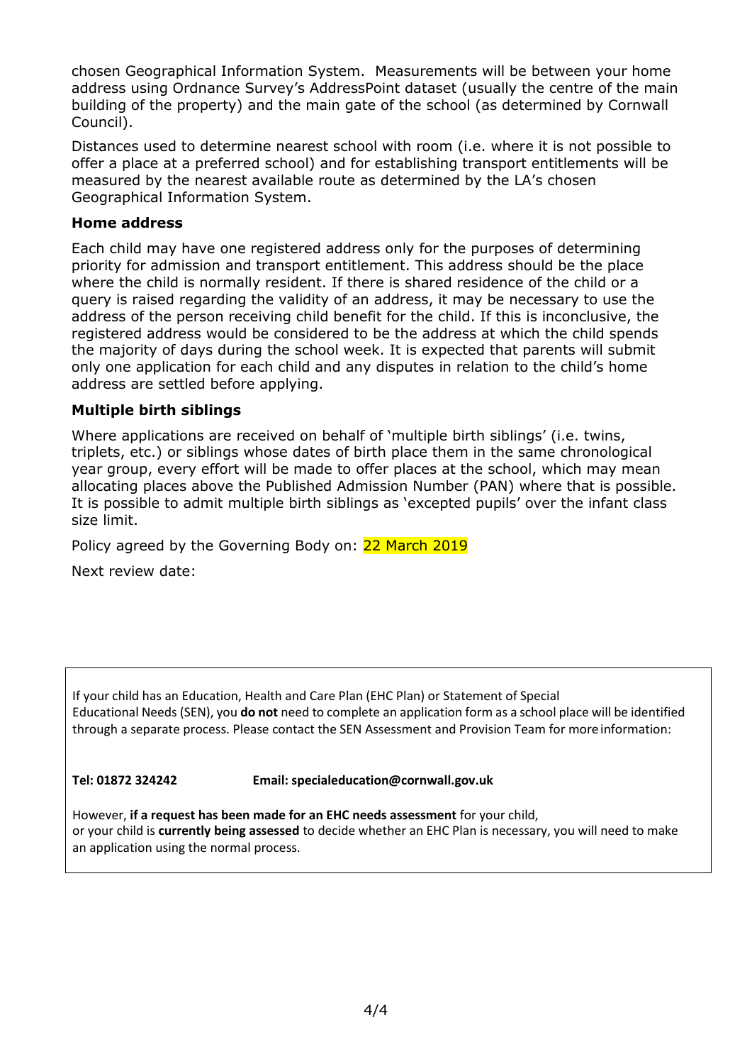chosen Geographical Information System. Measurements will be between your home address using Ordnance Survey's AddressPoint dataset (usually the centre of the main building of the property) and the main gate of the school (as determined by Cornwall Council).

Distances used to determine nearest school with room (i.e. where it is not possible to offer a place at a preferred school) and for establishing transport entitlements will be measured by the nearest available route as determined by the LA's chosen Geographical Information System.

### Home address

Each child may have one registered address only for the purposes of determining priority for admission and transport entitlement. This address should be the place where the child is normally resident. If there is shared residence of the child or a query is raised regarding the validity of an address, it may be necessary to use the address of the person receiving child benefit for the child. If this is inconclusive, the registered address would be considered to be the address at which the child spends the majority of days during the school week. It is expected that parents will submit only one application for each child and any disputes in relation to the child's home address are settled before applying.

### Multiple birth siblings

Where applications are received on behalf of 'multiple birth siblings' (i.e. twins, triplets, etc.) or siblings whose dates of birth place them in the same chronological year group, every effort will be made to offer places at the school, which may mean allocating places above the Published Admission Number (PAN) where that is possible. It is possible to admit multiple birth siblings as 'excepted pupils' over the infant class size limit.

Policy agreed by the Governing Body on: 22 March 2019

Next review date:

---

If your child has an Education, Health and Care Plan (EHC Plan) or Statement of Special Educational Needs (SEN), you **do not** need to complete an application form as a school place will be identified through a separate process. Please contact the SEN Assessment and Provision Team for more information:

**Tel: 01872 324242** **Email: specialeducation@cornwall.gov.uk**

However, **if a request has been made for an EHC needs assessment** for your child, or your child is **currently being assessed** to decide whether an EHC Plan is necessary, you will need to make an application using the normal process.